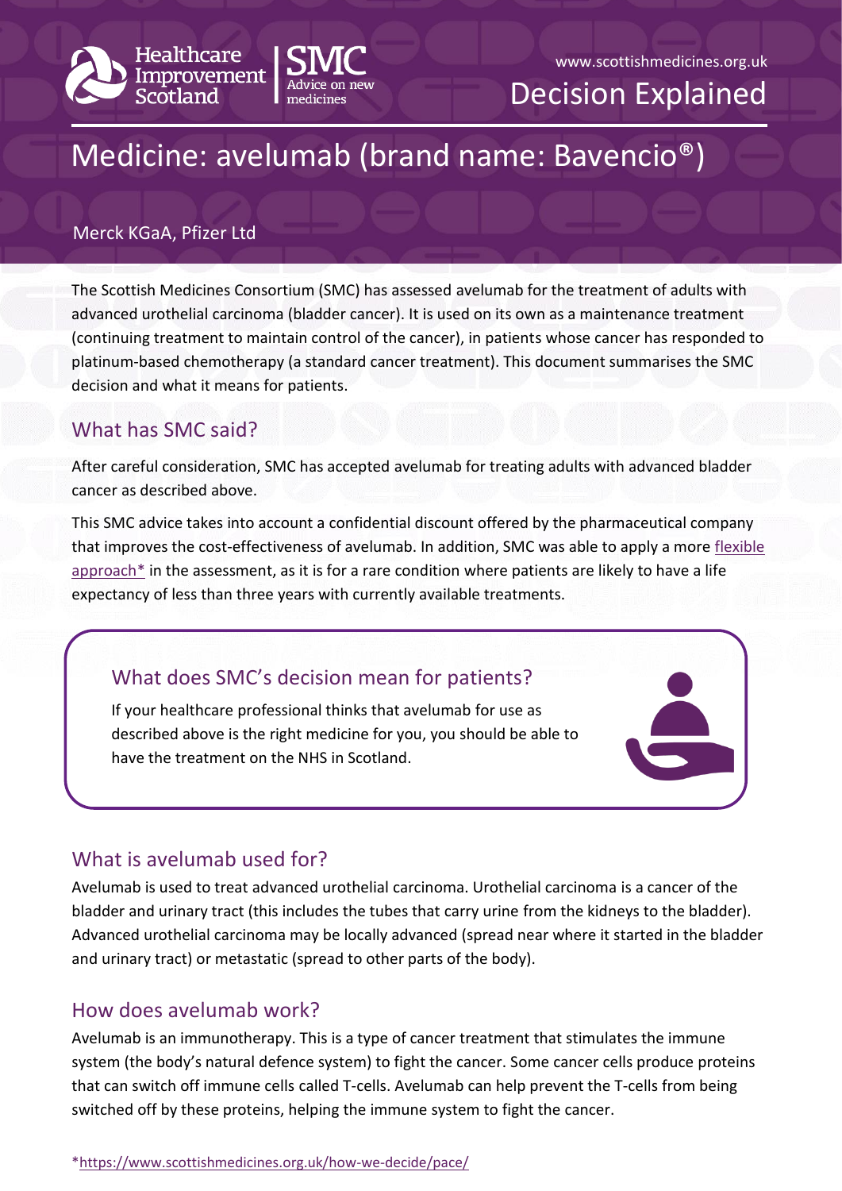Healthcare Improvement Scotland | SMC Advice on new medicines

www.scottishmedicines.org.uk

Decision Explained

# Medicine: avelumab (brand name: Bavencio®)

Merck KGaA, Pfizer Ltd

The Scottish Medicines Consortium (SMC) has assessed avelumab for the treatment of adults with advanced urothelial carcinoma (bladder cancer). It is used on its own as a maintenance treatment (continuing treatment to maintain control of the cancer), in patients whose cancer has responded to platinum-based chemotherapy (a standard cancer treatment). This document summarises the SMC decision and what it means for patients.

## What has SMC said?

After careful consideration, SMC has accepted avelumab for treating adults with advanced bladder cancer as described above.

This SMC advice takes into account a confidential discount offered by the pharmaceutical company that improves the cost-effectiveness of avelumab. In addition, SMC was able to apply a more flexible approach* in the assessment, as it is for a rare condition where patients are likely to have a life expectancy of less than three years with currently available treatments.

## What does SMC's decision mean for patients?

If your healthcare professional thinks that avelumab for use as described above is the right medicine for you, you should be able to have the treatment on the NHS in Scotland.

## What is avelumab used for?

Avelumab is used to treat advanced urothelial carcinoma. Urothelial carcinoma is a cancer of the bladder and urinary tract (this includes the tubes that carry urine from the kidneys to the bladder). Advanced urothelial carcinoma may be locally advanced (spread near where it started in the bladder and urinary tract) or metastatic (spread to other parts of the body).

## How does avelumab work?

Avelumab is an immunotherapy. This is a type of cancer treatment that stimulates the immune system (the body's natural defence system) to fight the cancer. Some cancer cells produce proteins that can switch off immune cells called T-cells. Avelumab can help prevent the T-cells from being switched off by these proteins, helping the immune system to fight the cancer.

*https://www.scottishmedicines.org.uk/how-we-decide/pace/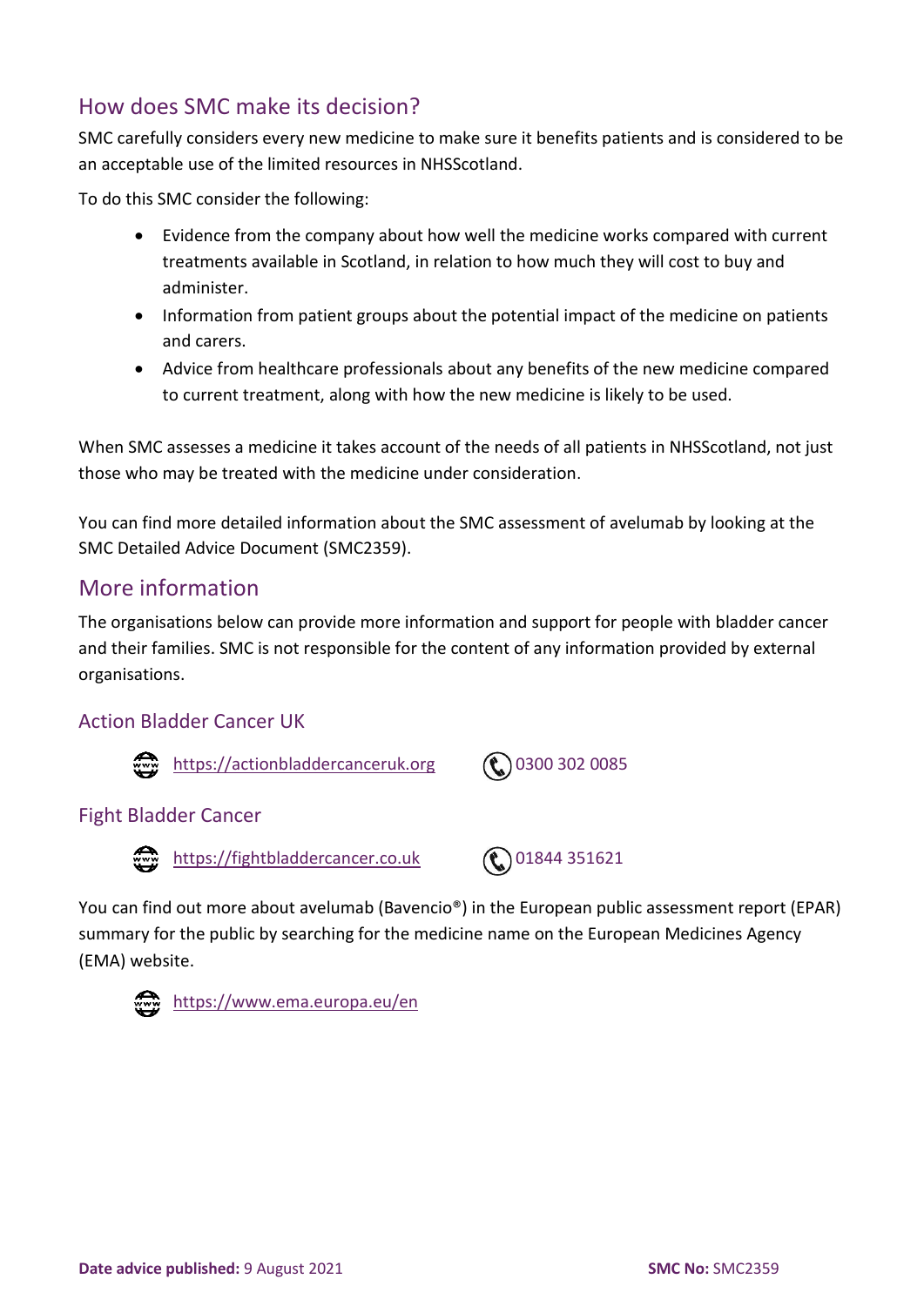## How does SMC make its decision?

SMC carefully considers every new medicine to make sure it benefits patients and is considered to be an acceptable use of the limited resources in NHSScotland.

To do this SMC consider the following:

- Evidence from the company about how well the medicine works compared with current treatments available in Scotland, in relation to how much they will cost to buy and administer.
- Information from patient groups about the potential impact of the medicine on patients and carers.
- Advice from healthcare professionals about any benefits of the new medicine compared to current treatment, along with how the new medicine is likely to be used.

When SMC assesses a medicine it takes account of the needs of all patients in NHSScotland, not just those who may be treated with the medicine under consideration.

You can find more detailed information about the SMC assessment of avelumab by looking at the SMC Detailed Advice Document (SMC2359).

## More information

The organisations below can provide more information and support for people with bladder cancer and their families. SMC is not responsible for the content of any information provided by external organisations.

### Action Bladder Cancer UK

https://actionbladdercanceruk.org 0300 302 0085

### Fight Bladder Cancer

https://fightbladdercancer.co.uk 01844 351621

You can find out more about avelumab (Bavencio®) in the European public assessment report (EPAR) summary for the public by searching for the medicine name on the European Medicines Agency (EMA) website.

https://www.ema.europa.eu/en

**Date advice published:** 9 August 2021

**SMC No:** SMC2359